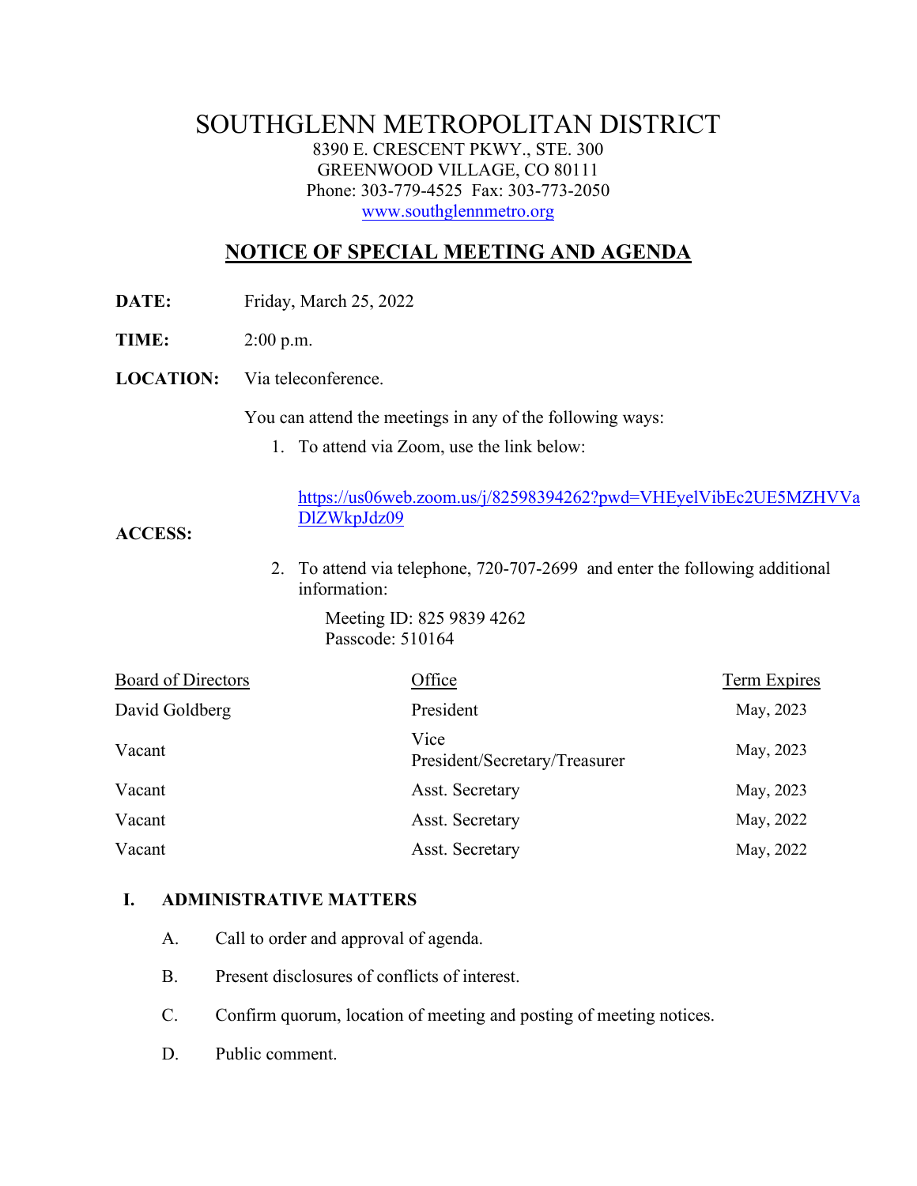# SOUTHGLENN METROPOLITAN DISTRICT

8390 E. CRESCENT PKWY., STE. 300
GREENWOOD VILLAGE, CO 80111
Phone: 303-779-4525 Fax: 303-773-2050
www.southglennmetro.org

## NOTICE OF SPECIAL MEETING AND AGENDA

**DATE:** Friday, March 25, 2022

**TIME:** 2:00 p.m.

**LOCATION:** Via teleconference.

**ACCESS:**

You can attend the meetings in any of the following ways:

1. To attend via Zoom, use the link below:

   https://us06web.zoom.us/j/82598394262?pwd=VHEyelVibEc2UE5MZHVVaDlZWkpJdz09

2. To attend via telephone, 720-707-2699 and enter the following additional information:

   Meeting ID: 825 9839 4262
   Passcode: 510164

| Board of Directors | Office | Term Expires |
|---|---|---|
| David Goldberg | President | May, 2023 |
| Vacant | Vice President/Secretary/Treasurer | May, 2023 |
| Vacant | Asst. Secretary | May, 2023 |
| Vacant | Asst. Secretary | May, 2022 |
| Vacant | Asst. Secretary | May, 2022 |

**I. ADMINISTRATIVE MATTERS**

A. Call to order and approval of agenda.

B. Present disclosures of conflicts of interest.

C. Confirm quorum, location of meeting and posting of meeting notices.

D. Public comment.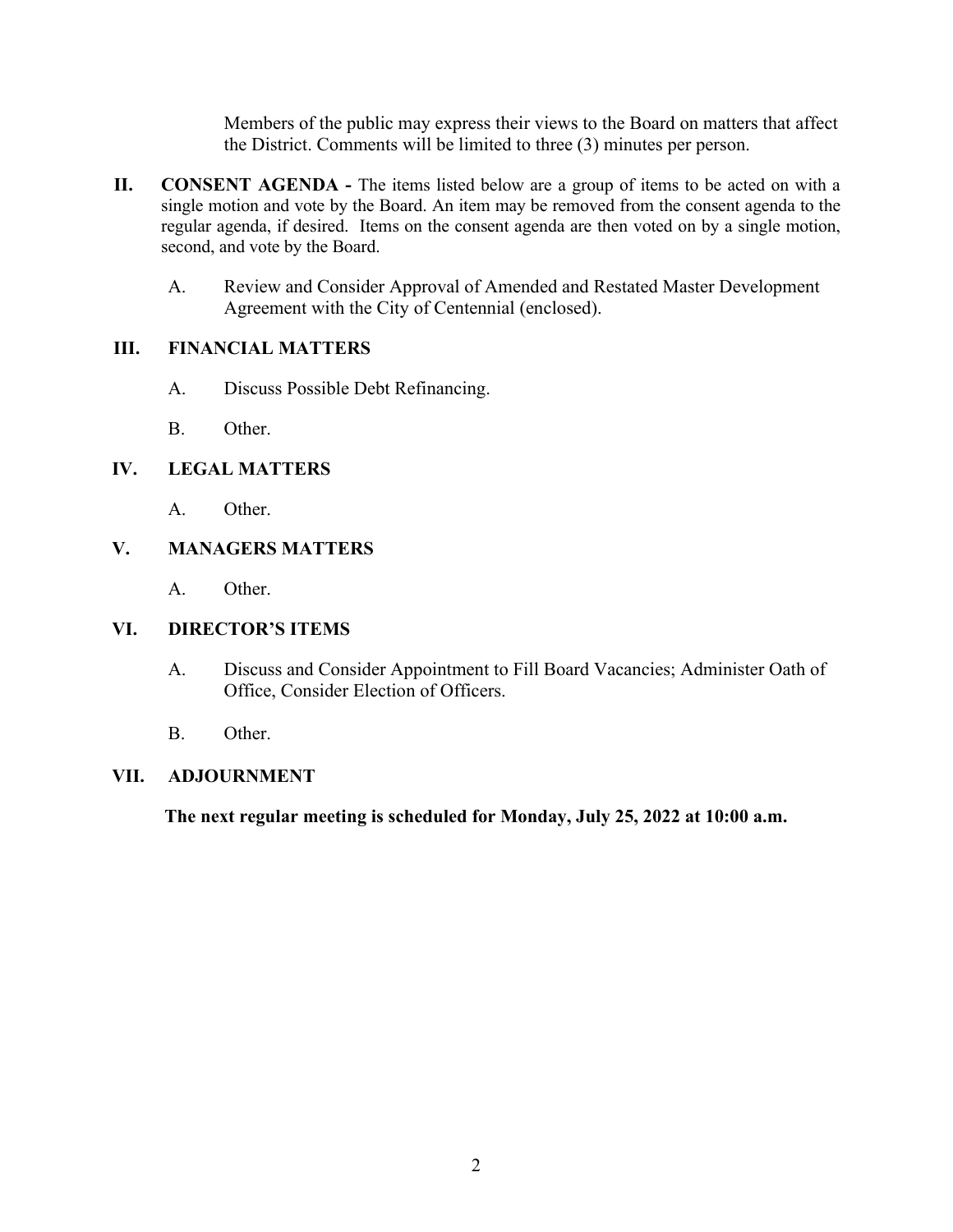Members of the public may express their views to the Board on matters that affect the District. Comments will be limited to three (3) minutes per person.

**II. CONSENT AGENDA -** The items listed below are a group of items to be acted on with a single motion and vote by the Board. An item may be removed from the consent agenda to the regular agenda, if desired. Items on the consent agenda are then voted on by a single motion, second, and vote by the Board.

A. Review and Consider Approval of Amended and Restated Master Development Agreement with the City of Centennial (enclosed).

**III. FINANCIAL MATTERS**

A. Discuss Possible Debt Refinancing.

B. Other.

**IV. LEGAL MATTERS**

A. Other.

**V. MANAGERS MATTERS**

A. Other.

**VI. DIRECTOR'S ITEMS**

A. Discuss and Consider Appointment to Fill Board Vacancies; Administer Oath of Office, Consider Election of Officers.

B. Other.

**VII. ADJOURNMENT**

**The next regular meeting is scheduled for Monday, July 25, 2022 at 10:00 a.m.**